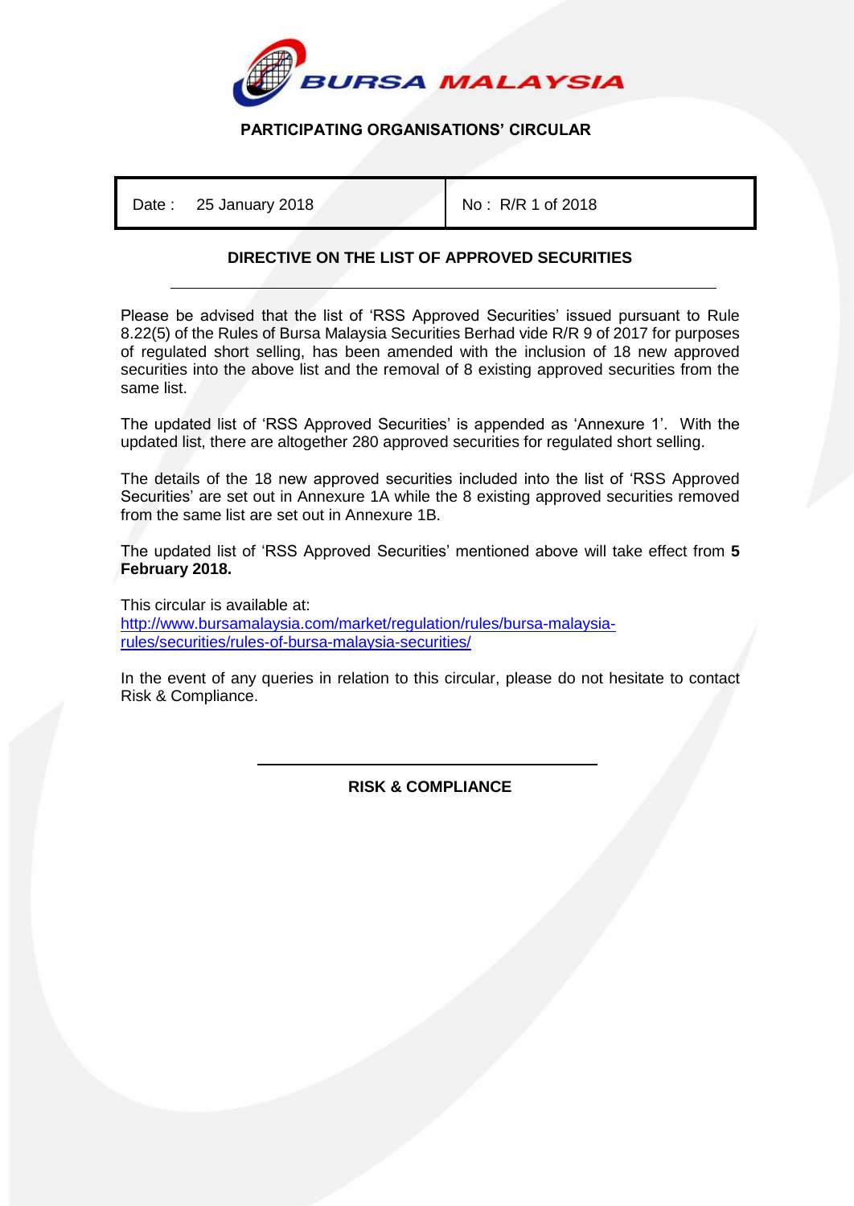**BURSA MALAYSIA**

**PARTICIPATING ORGANISATIONS' CIRCULAR**

| Date : 25 January 2018 | No : R/R 1 of 2018 |
|---|---|

## DIRECTIVE ON THE LIST OF APPROVED SECURITIES

Please be advised that the list of 'RSS Approved Securities' issued pursuant to Rule 8.22(5) of the Rules of Bursa Malaysia Securities Berhad vide R/R 9 of 2017 for purposes of regulated short selling, has been amended with the inclusion of 18 new approved securities into the above list and the removal of 8 existing approved securities from the same list.

The updated list of 'RSS Approved Securities' is appended as 'Annexure 1'. With the updated list, there are altogether 280 approved securities for regulated short selling.

The details of the 18 new approved securities included into the list of 'RSS Approved Securities' are set out in Annexure 1A while the 8 existing approved securities removed from the same list are set out in Annexure 1B.

The updated list of 'RSS Approved Securities' mentioned above will take effect from **5 February 2018.**

This circular is available at:
http://www.bursamalaysia.com/market/regulation/rules/bursa-malaysia-rules/securities/rules-of-bursa-malaysia-securities/

In the event of any queries in relation to this circular, please do not hesitate to contact Risk & Compliance.

**RISK & COMPLIANCE**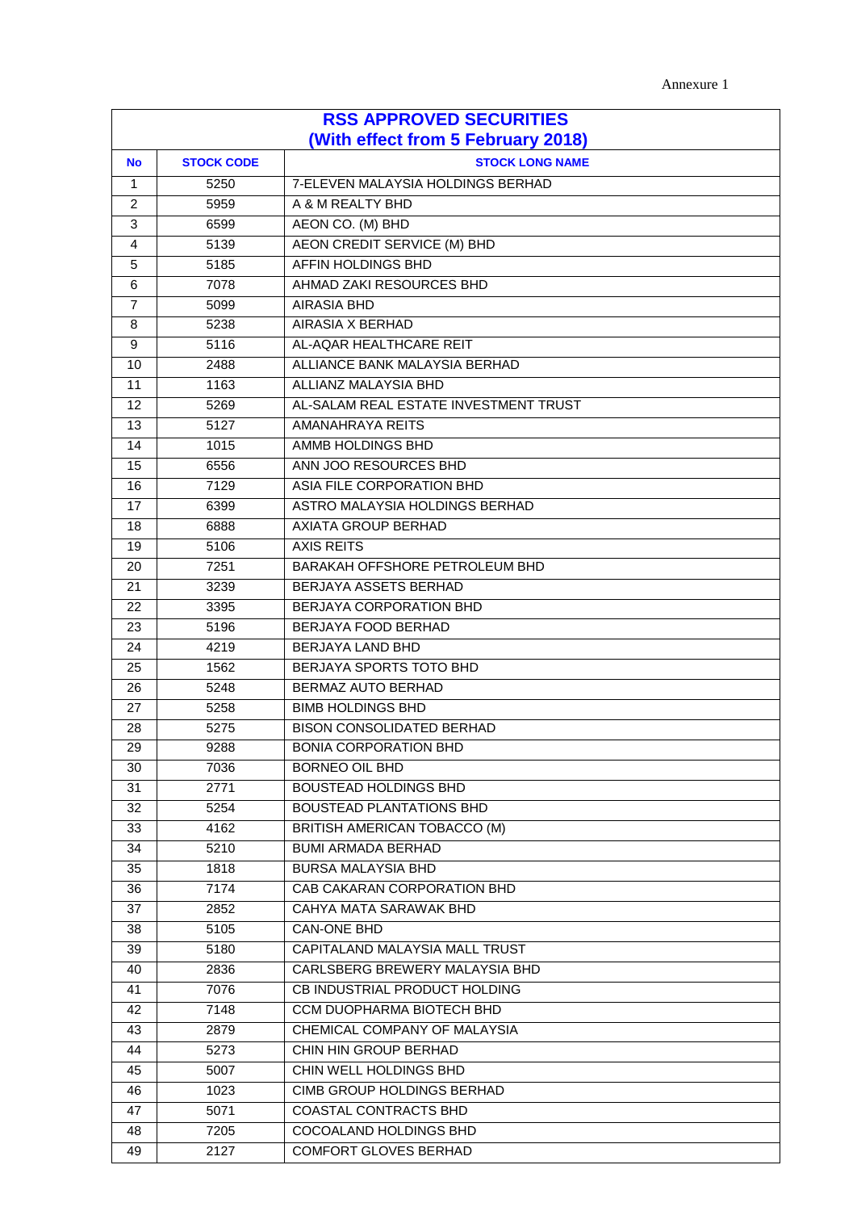Annexure 1

| RSS APPROVED SECURITIES (With effect from 5 February 2018) | | |
|---|---|---|
| **No** | **STOCK CODE** | **STOCK LONG NAME** |
| 1 | 5250 | 7-ELEVEN MALAYSIA HOLDINGS BERHAD |
| 2 | 5959 | A & M REALTY BHD |
| 3 | 6599 | AEON CO. (M) BHD |
| 4 | 5139 | AEON CREDIT SERVICE (M) BHD |
| 5 | 5185 | AFFIN HOLDINGS BHD |
| 6 | 7078 | AHMAD ZAKI RESOURCES BHD |
| 7 | 5099 | AIRASIA BHD |
| 8 | 5238 | AIRASIA X BERHAD |
| 9 | 5116 | AL-AQAR HEALTHCARE REIT |
| 10 | 2488 | ALLIANCE BANK MALAYSIA BERHAD |
| 11 | 1163 | ALLIANZ MALAYSIA BHD |
| 12 | 5269 | AL-SALAM REAL ESTATE INVESTMENT TRUST |
| 13 | 5127 | AMANAHRAYA REITS |
| 14 | 1015 | AMMB HOLDINGS BHD |
| 15 | 6556 | ANN JOO RESOURCES BHD |
| 16 | 7129 | ASIA FILE CORPORATION BHD |
| 17 | 6399 | ASTRO MALAYSIA HOLDINGS BERHAD |
| 18 | 6888 | AXIATA GROUP BERHAD |
| 19 | 5106 | AXIS REITS |
| 20 | 7251 | BARAKAH OFFSHORE PETROLEUM BHD |
| 21 | 3239 | BERJAYA ASSETS BERHAD |
| 22 | 3395 | BERJAYA CORPORATION BHD |
| 23 | 5196 | BERJAYA FOOD BERHAD |
| 24 | 4219 | BERJAYA LAND BHD |
| 25 | 1562 | BERJAYA SPORTS TOTO BHD |
| 26 | 5248 | BERMAZ AUTO BERHAD |
| 27 | 5258 | BIMB HOLDINGS BHD |
| 28 | 5275 | BISON CONSOLIDATED BERHAD |
| 29 | 9288 | BONIA CORPORATION BHD |
| 30 | 7036 | BORNEO OIL BHD |
| 31 | 2771 | BOUSTEAD HOLDINGS BHD |
| 32 | 5254 | BOUSTEAD PLANTATIONS BHD |
| 33 | 4162 | BRITISH AMERICAN TOBACCO (M) |
| 34 | 5210 | BUMI ARMADA BERHAD |
| 35 | 1818 | BURSA MALAYSIA BHD |
| 36 | 7174 | CAB CAKARAN CORPORATION BHD |
| 37 | 2852 | CAHYA MATA SARAWAK BHD |
| 38 | 5105 | CAN-ONE BHD |
| 39 | 5180 | CAPITALAND MALAYSIA MALL TRUST |
| 40 | 2836 | CARLSBERG BREWERY MALAYSIA BHD |
| 41 | 7076 | CB INDUSTRIAL PRODUCT HOLDING |
| 42 | 7148 | CCM DUOPHARMA BIOTECH BHD |
| 43 | 2879 | CHEMICAL COMPANY OF MALAYSIA |
| 44 | 5273 | CHIN HIN GROUP BERHAD |
| 45 | 5007 | CHIN WELL HOLDINGS BHD |
| 46 | 1023 | CIMB GROUP HOLDINGS BERHAD |
| 47 | 5071 | COASTAL CONTRACTS BHD |
| 48 | 7205 | COCOALAND HOLDINGS BHD |
| 49 | 2127 | COMFORT GLOVES BERHAD |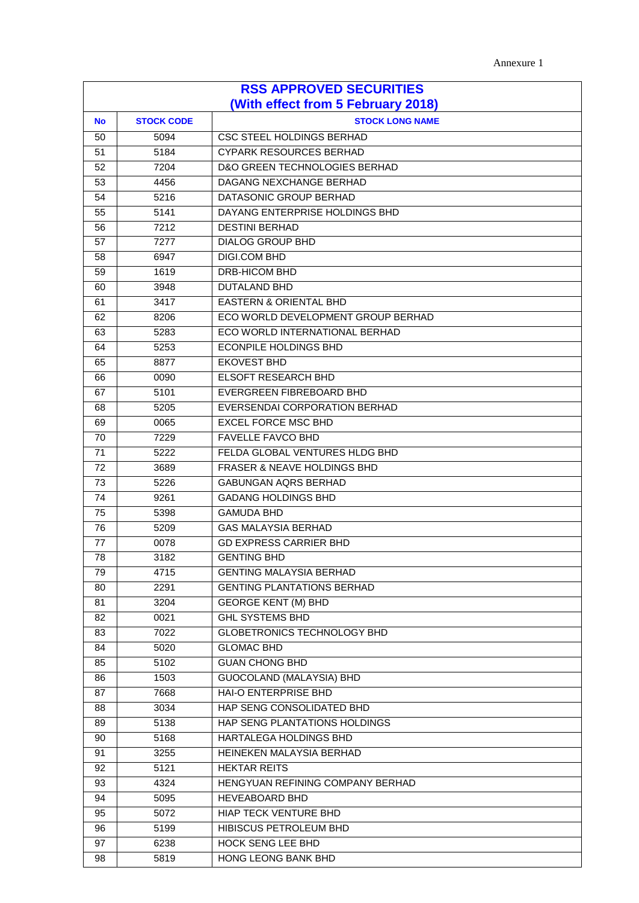Annexure 1

| RSS APPROVED SECURITIES (With effect from 5 February 2018) | | |
|---|---|---|
| **No** | **STOCK CODE** | **STOCK LONG NAME** |
| 50 | 5094 | CSC STEEL HOLDINGS BERHAD |
| 51 | 5184 | CYPARK RESOURCES BERHAD |
| 52 | 7204 | D&O GREEN TECHNOLOGIES BERHAD |
| 53 | 4456 | DAGANG NEXCHANGE BERHAD |
| 54 | 5216 | DATASONIC GROUP BERHAD |
| 55 | 5141 | DAYANG ENTERPRISE HOLDINGS BHD |
| 56 | 7212 | DESTINI BERHAD |
| 57 | 7277 | DIALOG GROUP BHD |
| 58 | 6947 | DIGI.COM BHD |
| 59 | 1619 | DRB-HICOM BHD |
| 60 | 3948 | DUTALAND BHD |
| 61 | 3417 | EASTERN & ORIENTAL BHD |
| 62 | 8206 | ECO WORLD DEVELOPMENT GROUP BERHAD |
| 63 | 5283 | ECO WORLD INTERNATIONAL BERHAD |
| 64 | 5253 | ECONPILE HOLDINGS BHD |
| 65 | 8877 | EKOVEST BHD |
| 66 | 0090 | ELSOFT RESEARCH BHD |
| 67 | 5101 | EVERGREEN FIBREBOARD BHD |
| 68 | 5205 | EVERSENDAI CORPORATION BERHAD |
| 69 | 0065 | EXCEL FORCE MSC BHD |
| 70 | 7229 | FAVELLE FAVCO BHD |
| 71 | 5222 | FELDA GLOBAL VENTURES HLDG BHD |
| 72 | 3689 | FRASER & NEAVE HOLDINGS BHD |
| 73 | 5226 | GABUNGAN AQRS BERHAD |
| 74 | 9261 | GADANG HOLDINGS BHD |
| 75 | 5398 | GAMUDA BHD |
| 76 | 5209 | GAS MALAYSIA BERHAD |
| 77 | 0078 | GD EXPRESS CARRIER BHD |
| 78 | 3182 | GENTING BHD |
| 79 | 4715 | GENTING MALAYSIA BERHAD |
| 80 | 2291 | GENTING PLANTATIONS BERHAD |
| 81 | 3204 | GEORGE KENT (M) BHD |
| 82 | 0021 | GHL SYSTEMS BHD |
| 83 | 7022 | GLOBETRONICS TECHNOLOGY BHD |
| 84 | 5020 | GLOMAC BHD |
| 85 | 5102 | GUAN CHONG BHD |
| 86 | 1503 | GUOCOLAND (MALAYSIA) BHD |
| 87 | 7668 | HAI-O ENTERPRISE BHD |
| 88 | 3034 | HAP SENG CONSOLIDATED BHD |
| 89 | 5138 | HAP SENG PLANTATIONS HOLDINGS |
| 90 | 5168 | HARTALEGA HOLDINGS BHD |
| 91 | 3255 | HEINEKEN MALAYSIA BERHAD |
| 92 | 5121 | HEKTAR REITS |
| 93 | 4324 | HENGYUAN REFINING COMPANY BERHAD |
| 94 | 5095 | HEVEABOARD BHD |
| 95 | 5072 | HIAP TECK VENTURE BHD |
| 96 | 5199 | HIBISCUS PETROLEUM BHD |
| 97 | 6238 | HOCK SENG LEE BHD |
| 98 | 5819 | HONG LEONG BANK BHD |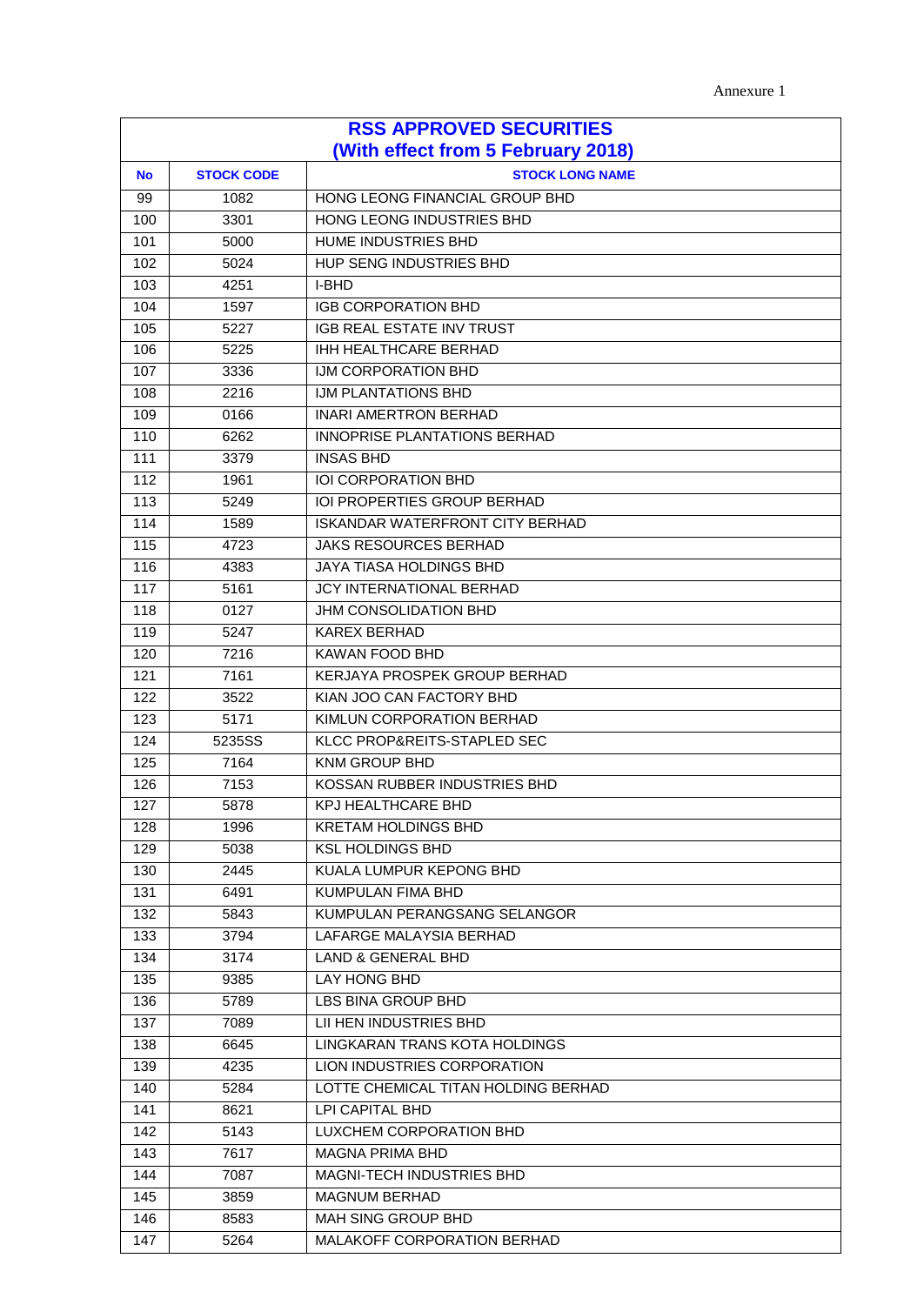Annexure 1

| RSS APPROVED SECURITIES (With effect from 5 February 2018) | | |
|---|---|---|
| **No** | **STOCK CODE** | **STOCK LONG NAME** |
| 99 | 1082 | HONG LEONG FINANCIAL GROUP BHD |
| 100 | 3301 | HONG LEONG INDUSTRIES BHD |
| 101 | 5000 | HUME INDUSTRIES BHD |
| 102 | 5024 | HUP SENG INDUSTRIES BHD |
| 103 | 4251 | I-BHD |
| 104 | 1597 | IGB CORPORATION BHD |
| 105 | 5227 | IGB REAL ESTATE INV TRUST |
| 106 | 5225 | IHH HEALTHCARE BERHAD |
| 107 | 3336 | IJM CORPORATION BHD |
| 108 | 2216 | IJM PLANTATIONS BHD |
| 109 | 0166 | INARI AMERTRON BERHAD |
| 110 | 6262 | INNOPRISE PLANTATIONS BERHAD |
| 111 | 3379 | INSAS BHD |
| 112 | 1961 | IOI CORPORATION BHD |
| 113 | 5249 | IOI PROPERTIES GROUP BERHAD |
| 114 | 1589 | ISKANDAR WATERFRONT CITY BERHAD |
| 115 | 4723 | JAKS RESOURCES BERHAD |
| 116 | 4383 | JAYA TIASA HOLDINGS BHD |
| 117 | 5161 | JCY INTERNATIONAL BERHAD |
| 118 | 0127 | JHM CONSOLIDATION BHD |
| 119 | 5247 | KAREX BERHAD |
| 120 | 7216 | KAWAN FOOD BHD |
| 121 | 7161 | KERJAYA PROSPEK GROUP BERHAD |
| 122 | 3522 | KIAN JOO CAN FACTORY BHD |
| 123 | 5171 | KIMLUN CORPORATION BERHAD |
| 124 | 5235SS | KLCC PROP&REITS-STAPLED SEC |
| 125 | 7164 | KNM GROUP BHD |
| 126 | 7153 | KOSSAN RUBBER INDUSTRIES BHD |
| 127 | 5878 | KPJ HEALTHCARE BHD |
| 128 | 1996 | KRETAM HOLDINGS BHD |
| 129 | 5038 | KSL HOLDINGS BHD |
| 130 | 2445 | KUALA LUMPUR KEPONG BHD |
| 131 | 6491 | KUMPULAN FIMA BHD |
| 132 | 5843 | KUMPULAN PERANGSANG SELANGOR |
| 133 | 3794 | LAFARGE MALAYSIA BERHAD |
| 134 | 3174 | LAND & GENERAL BHD |
| 135 | 9385 | LAY HONG BHD |
| 136 | 5789 | LBS BINA GROUP BHD |
| 137 | 7089 | LII HEN INDUSTRIES BHD |
| 138 | 6645 | LINGKARAN TRANS KOTA HOLDINGS |
| 139 | 4235 | LION INDUSTRIES CORPORATION |
| 140 | 5284 | LOTTE CHEMICAL TITAN HOLDING BERHAD |
| 141 | 8621 | LPI CAPITAL BHD |
| 142 | 5143 | LUXCHEM CORPORATION BHD |
| 143 | 7617 | MAGNA PRIMA BHD |
| 144 | 7087 | MAGNI-TECH INDUSTRIES BHD |
| 145 | 3859 | MAGNUM BERHAD |
| 146 | 8583 | MAH SING GROUP BHD |
| 147 | 5264 | MALAKOFF CORPORATION BERHAD |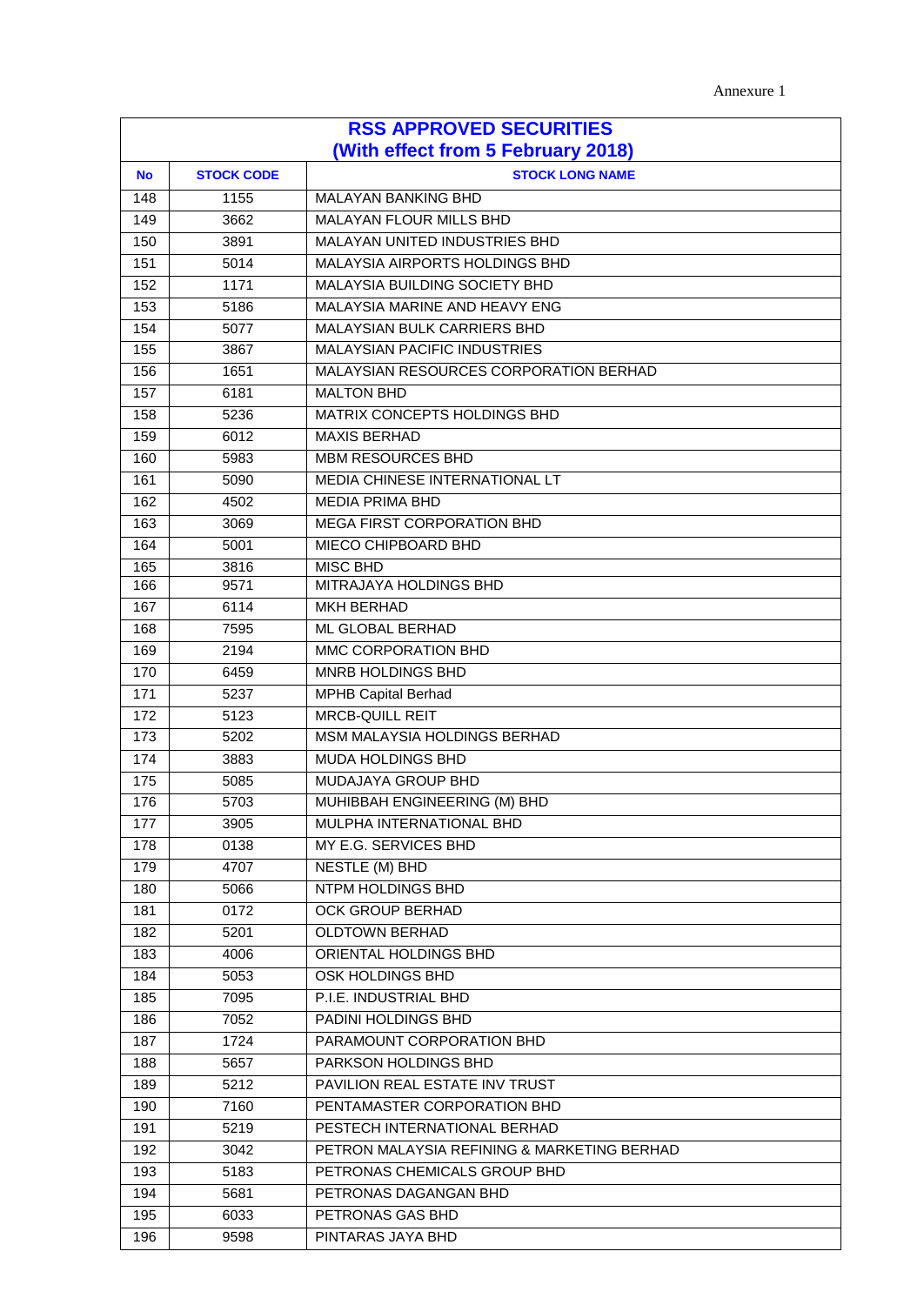Annexure 1

| RSS APPROVED SECURITIES (With effect from 5 February 2018) | | |
|---|---|---|
| **No** | **STOCK CODE** | **STOCK LONG NAME** |
| 148 | 1155 | MALAYAN BANKING BHD |
| 149 | 3662 | MALAYAN FLOUR MILLS BHD |
| 150 | 3891 | MALAYAN UNITED INDUSTRIES BHD |
| 151 | 5014 | MALAYSIA AIRPORTS HOLDINGS BHD |
| 152 | 1171 | MALAYSIA BUILDING SOCIETY BHD |
| 153 | 5186 | MALAYSIA MARINE AND HEAVY ENG |
| 154 | 5077 | MALAYSIAN BULK CARRIERS BHD |
| 155 | 3867 | MALAYSIAN PACIFIC INDUSTRIES |
| 156 | 1651 | MALAYSIAN RESOURCES CORPORATION BERHAD |
| 157 | 6181 | MALTON BHD |
| 158 | 5236 | MATRIX CONCEPTS HOLDINGS BHD |
| 159 | 6012 | MAXIS BERHAD |
| 160 | 5983 | MBM RESOURCES BHD |
| 161 | 5090 | MEDIA CHINESE INTERNATIONAL LT |
| 162 | 4502 | MEDIA PRIMA BHD |
| 163 | 3069 | MEGA FIRST CORPORATION BHD |
| 164 | 5001 | MIECO CHIPBOARD BHD |
| 165 | 3816 | MISC BHD |
| 166 | 9571 | MITRAJAYA HOLDINGS BHD |
| 167 | 6114 | MKH BERHAD |
| 168 | 7595 | ML GLOBAL BERHAD |
| 169 | 2194 | MMC CORPORATION BHD |
| 170 | 6459 | MNRB HOLDINGS BHD |
| 171 | 5237 | MPHB Capital Berhad |
| 172 | 5123 | MRCB-QUILL REIT |
| 173 | 5202 | MSM MALAYSIA HOLDINGS BERHAD |
| 174 | 3883 | MUDA HOLDINGS BHD |
| 175 | 5085 | MUDAJAYA GROUP BHD |
| 176 | 5703 | MUHIBBAH ENGINEERING (M) BHD |
| 177 | 3905 | MULPHA INTERNATIONAL BHD |
| 178 | 0138 | MY E.G. SERVICES BHD |
| 179 | 4707 | NESTLE (M) BHD |
| 180 | 5066 | NTPM HOLDINGS BHD |
| 181 | 0172 | OCK GROUP BERHAD |
| 182 | 5201 | OLDTOWN BERHAD |
| 183 | 4006 | ORIENTAL HOLDINGS BHD |
| 184 | 5053 | OSK HOLDINGS BHD |
| 185 | 7095 | P.I.E. INDUSTRIAL BHD |
| 186 | 7052 | PADINI HOLDINGS BHD |
| 187 | 1724 | PARAMOUNT CORPORATION BHD |
| 188 | 5657 | PARKSON HOLDINGS BHD |
| 189 | 5212 | PAVILION REAL ESTATE INV TRUST |
| 190 | 7160 | PENTAMASTER CORPORATION BHD |
| 191 | 5219 | PESTECH INTERNATIONAL BERHAD |
| 192 | 3042 | PETRON MALAYSIA REFINING & MARKETING BERHAD |
| 193 | 5183 | PETRONAS CHEMICALS GROUP BHD |
| 194 | 5681 | PETRONAS DAGANGAN BHD |
| 195 | 6033 | PETRONAS GAS BHD |
| 196 | 9598 | PINTARAS JAYA BHD |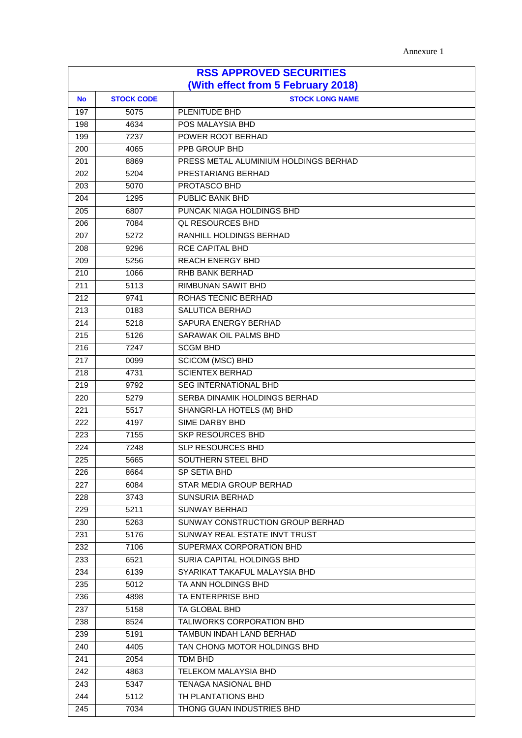Annexure 1

| RSS APPROVED SECURITIES (With effect from 5 February 2018) | | |
|---|---|---|
| **No** | **STOCK CODE** | **STOCK LONG NAME** |
| 197 | 5075 | PLENITUDE BHD |
| 198 | 4634 | POS MALAYSIA BHD |
| 199 | 7237 | POWER ROOT BERHAD |
| 200 | 4065 | PPB GROUP BHD |
| 201 | 8869 | PRESS METAL ALUMINIUM HOLDINGS BERHAD |
| 202 | 5204 | PRESTARIANG BERHAD |
| 203 | 5070 | PROTASCO BHD |
| 204 | 1295 | PUBLIC BANK BHD |
| 205 | 6807 | PUNCAK NIAGA HOLDINGS BHD |
| 206 | 7084 | QL RESOURCES BHD |
| 207 | 5272 | RANHILL HOLDINGS BERHAD |
| 208 | 9296 | RCE CAPITAL BHD |
| 209 | 5256 | REACH ENERGY BHD |
| 210 | 1066 | RHB BANK BERHAD |
| 211 | 5113 | RIMBUNAN SAWIT BHD |
| 212 | 9741 | ROHAS TECNIC BERHAD |
| 213 | 0183 | SALUTICA BERHAD |
| 214 | 5218 | SAPURA ENERGY BERHAD |
| 215 | 5126 | SARAWAK OIL PALMS BHD |
| 216 | 7247 | SCGM BHD |
| 217 | 0099 | SCICOM (MSC) BHD |
| 218 | 4731 | SCIENTEX BERHAD |
| 219 | 9792 | SEG INTERNATIONAL BHD |
| 220 | 5279 | SERBA DINAMIK HOLDINGS BERHAD |
| 221 | 5517 | SHANGRI-LA HOTELS (M) BHD |
| 222 | 4197 | SIME DARBY BHD |
| 223 | 7155 | SKP RESOURCES BHD |
| 224 | 7248 | SLP RESOURCES BHD |
| 225 | 5665 | SOUTHERN STEEL BHD |
| 226 | 8664 | SP SETIA BHD |
| 227 | 6084 | STAR MEDIA GROUP BERHAD |
| 228 | 3743 | SUNSURIA BERHAD |
| 229 | 5211 | SUNWAY BERHAD |
| 230 | 5263 | SUNWAY CONSTRUCTION GROUP BERHAD |
| 231 | 5176 | SUNWAY REAL ESTATE INVT TRUST |
| 232 | 7106 | SUPERMAX CORPORATION BHD |
| 233 | 6521 | SURIA CAPITAL HOLDINGS BHD |
| 234 | 6139 | SYARIKAT TAKAFUL MALAYSIA BHD |
| 235 | 5012 | TA ANN HOLDINGS BHD |
| 236 | 4898 | TA ENTERPRISE BHD |
| 237 | 5158 | TA GLOBAL BHD |
| 238 | 8524 | TALIWORKS CORPORATION BHD |
| 239 | 5191 | TAMBUN INDAH LAND BERHAD |
| 240 | 4405 | TAN CHONG MOTOR HOLDINGS BHD |
| 241 | 2054 | TDM BHD |
| 242 | 4863 | TELEKOM MALAYSIA BHD |
| 243 | 5347 | TENAGA NASIONAL BHD |
| 244 | 5112 | TH PLANTATIONS BHD |
| 245 | 7034 | THONG GUAN INDUSTRIES BHD |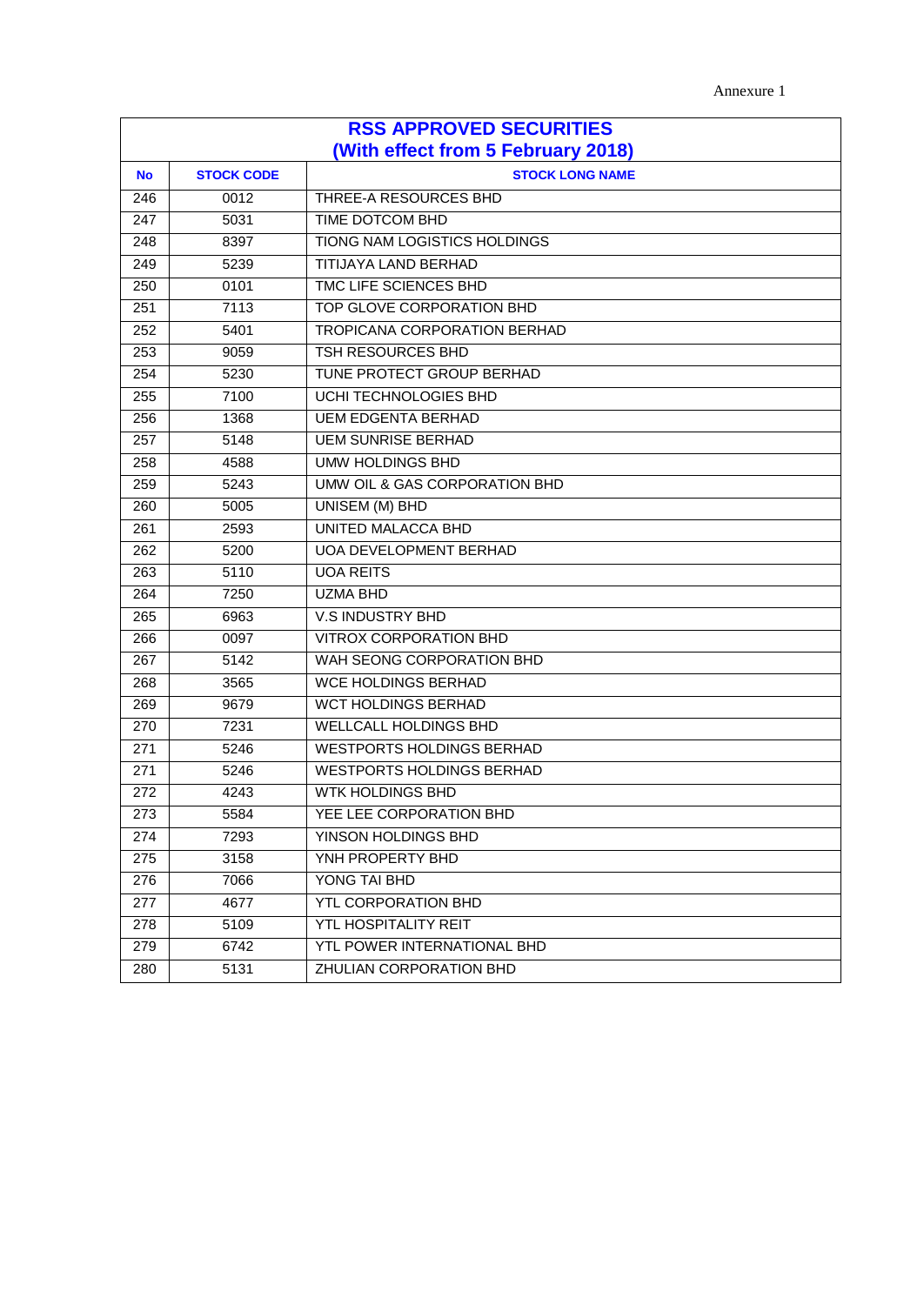Annexure 1

| RSS APPROVED SECURITIES (With effect from 5 February 2018) | | |
|---|---|---|
| No | STOCK CODE | STOCK LONG NAME |
| 246 | 0012 | THREE-A RESOURCES BHD |
| 247 | 5031 | TIME DOTCOM BHD |
| 248 | 8397 | TIONG NAM LOGISTICS HOLDINGS |
| 249 | 5239 | TITIJAYA LAND BERHAD |
| 250 | 0101 | TMC LIFE SCIENCES BHD |
| 251 | 7113 | TOP GLOVE CORPORATION BHD |
| 252 | 5401 | TROPICANA CORPORATION BERHAD |
| 253 | 9059 | TSH RESOURCES BHD |
| 254 | 5230 | TUNE PROTECT GROUP BERHAD |
| 255 | 7100 | UCHI TECHNOLOGIES BHD |
| 256 | 1368 | UEM EDGENTA BERHAD |
| 257 | 5148 | UEM SUNRISE BERHAD |
| 258 | 4588 | UMW HOLDINGS BHD |
| 259 | 5243 | UMW OIL & GAS CORPORATION BHD |
| 260 | 5005 | UNISEM (M) BHD |
| 261 | 2593 | UNITED MALACCA BHD |
| 262 | 5200 | UOA DEVELOPMENT BERHAD |
| 263 | 5110 | UOA REITS |
| 264 | 7250 | UZMA BHD |
| 265 | 6963 | V.S INDUSTRY BHD |
| 266 | 0097 | VITROX CORPORATION BHD |
| 267 | 5142 | WAH SEONG CORPORATION BHD |
| 268 | 3565 | WCE HOLDINGS BERHAD |
| 269 | 9679 | WCT HOLDINGS BERHAD |
| 270 | 7231 | WELLCALL HOLDINGS BHD |
| 271 | 5246 | WESTPORTS HOLDINGS BERHAD |
| 271 | 5246 | WESTPORTS HOLDINGS BERHAD |
| 272 | 4243 | WTK HOLDINGS BHD |
| 273 | 5584 | YEE LEE CORPORATION BHD |
| 274 | 7293 | YINSON HOLDINGS BHD |
| 275 | 3158 | YNH PROPERTY BHD |
| 276 | 7066 | YONG TAI BHD |
| 277 | 4677 | YTL CORPORATION BHD |
| 278 | 5109 | YTL HOSPITALITY REIT |
| 279 | 6742 | YTL POWER INTERNATIONAL BHD |
| 280 | 5131 | ZHULIAN CORPORATION BHD |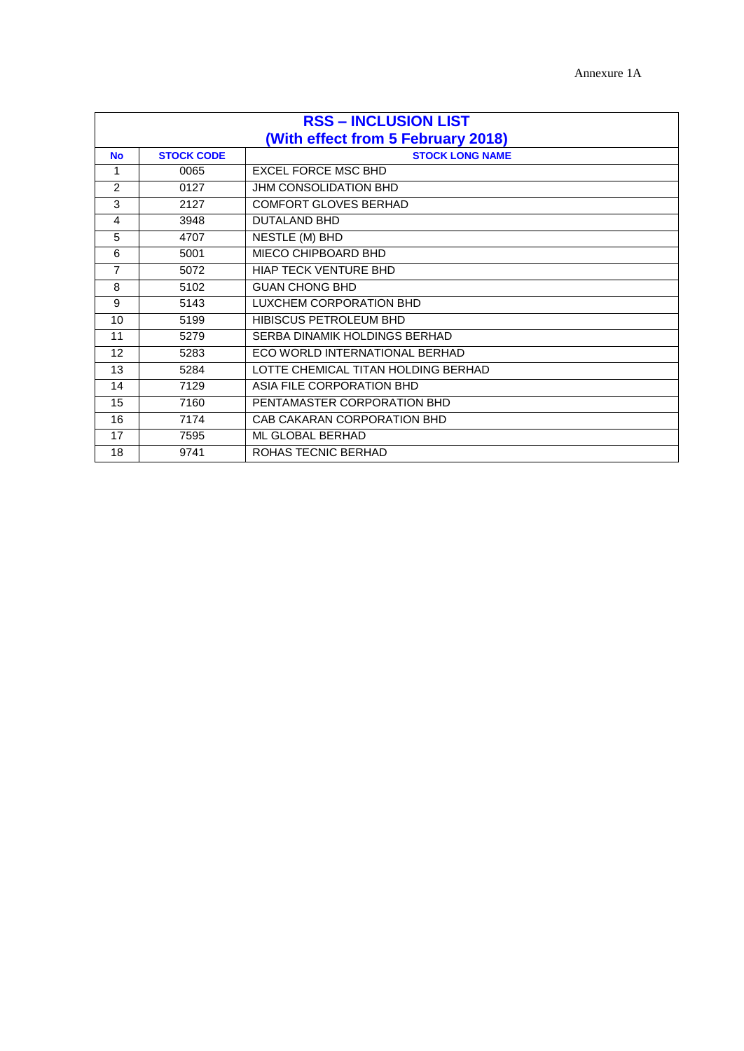Annexure 1A

| RSS – INCLUSION LIST (With effect from 5 February 2018) | | |
|---|---|---|
| **No** | **STOCK CODE** | **STOCK LONG NAME** |
| 1 | 0065 | EXCEL FORCE MSC BHD |
| 2 | 0127 | JHM CONSOLIDATION BHD |
| 3 | 2127 | COMFORT GLOVES BERHAD |
| 4 | 3948 | DUTALAND BHD |
| 5 | 4707 | NESTLE (M) BHD |
| 6 | 5001 | MIECO CHIPBOARD BHD |
| 7 | 5072 | HIAP TECK VENTURE BHD |
| 8 | 5102 | GUAN CHONG BHD |
| 9 | 5143 | LUXCHEM CORPORATION BHD |
| 10 | 5199 | HIBISCUS PETROLEUM BHD |
| 11 | 5279 | SERBA DINAMIK HOLDINGS BERHAD |
| 12 | 5283 | ECO WORLD INTERNATIONAL BERHAD |
| 13 | 5284 | LOTTE CHEMICAL TITAN HOLDING BERHAD |
| 14 | 7129 | ASIA FILE CORPORATION BHD |
| 15 | 7160 | PENTAMASTER CORPORATION BHD |
| 16 | 7174 | CAB CAKARAN CORPORATION BHD |
| 17 | 7595 | ML GLOBAL BERHAD |
| 18 | 9741 | ROHAS TECNIC BERHAD |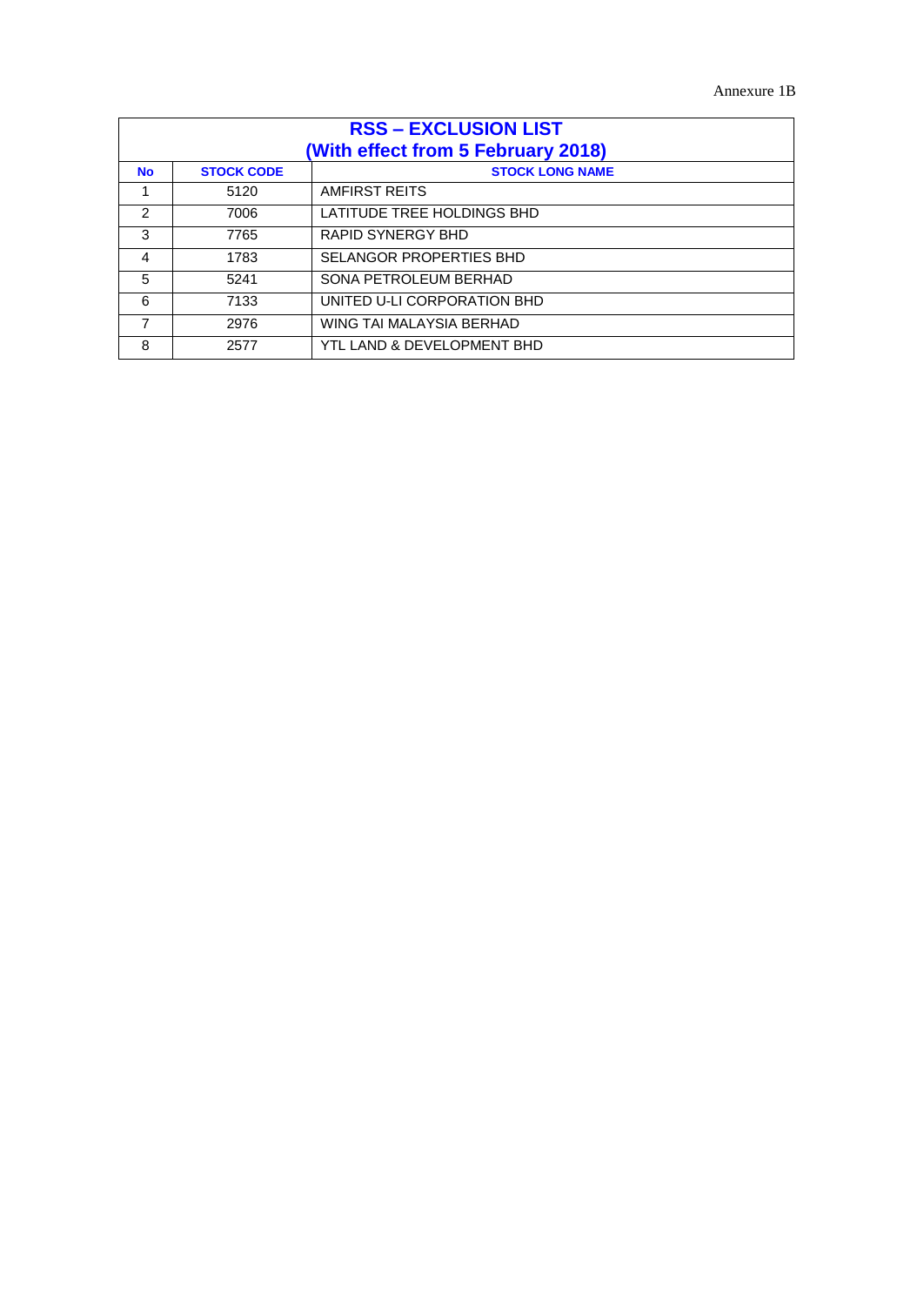Annexure 1B

| RSS – EXCLUSION LIST (With effect from 5 February 2018) | | |
|---|---|---|
| **No** | **STOCK CODE** | **STOCK LONG NAME** |
| 1 | 5120 | AMFIRST REITS |
| 2 | 7006 | LATITUDE TREE HOLDINGS BHD |
| 3 | 7765 | RAPID SYNERGY BHD |
| 4 | 1783 | SELANGOR PROPERTIES BHD |
| 5 | 5241 | SONA PETROLEUM BERHAD |
| 6 | 7133 | UNITED U-LI CORPORATION BHD |
| 7 | 2976 | WING TAI MALAYSIA BERHAD |
| 8 | 2577 | YTL LAND & DEVELOPMENT BHD |